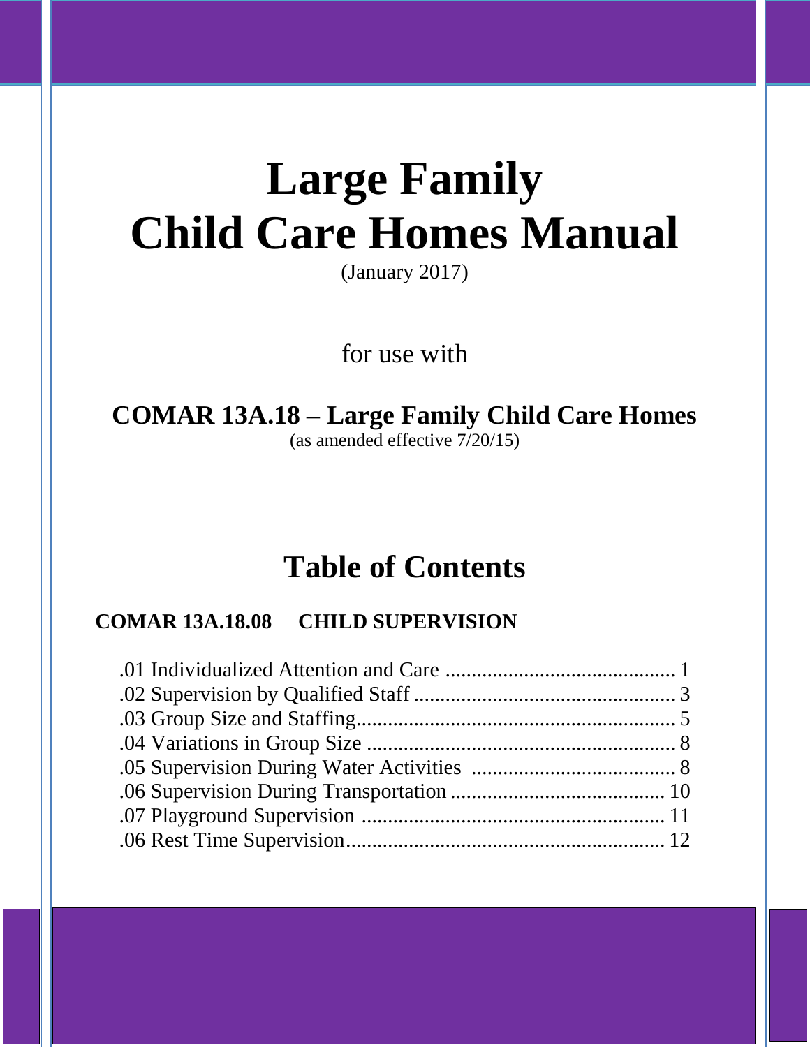# Large Family Child Care Homes Manual

(January 2017)

for use with

## COMAR 13A.18 – Large Family Child Care Homes

(as amended effective 7/20/15)

## Table of Contents

### COMAR 13A.18.08 CHILD SUPERVISION

.01 Individualized Attention and Care ............................................ 1
.02 Supervision by Qualified Staff .................................................. 3
.03 Group Size and Staffing............................................................. 5
.04 Variations in Group Size ........................................................... 8
.05 Supervision During Water Activities ........................................ 8
.06 Supervision During Transportation ......................................... 10
.07 Playground Supervision .......................................................... 11
.06 Rest Time Supervision............................................................. 12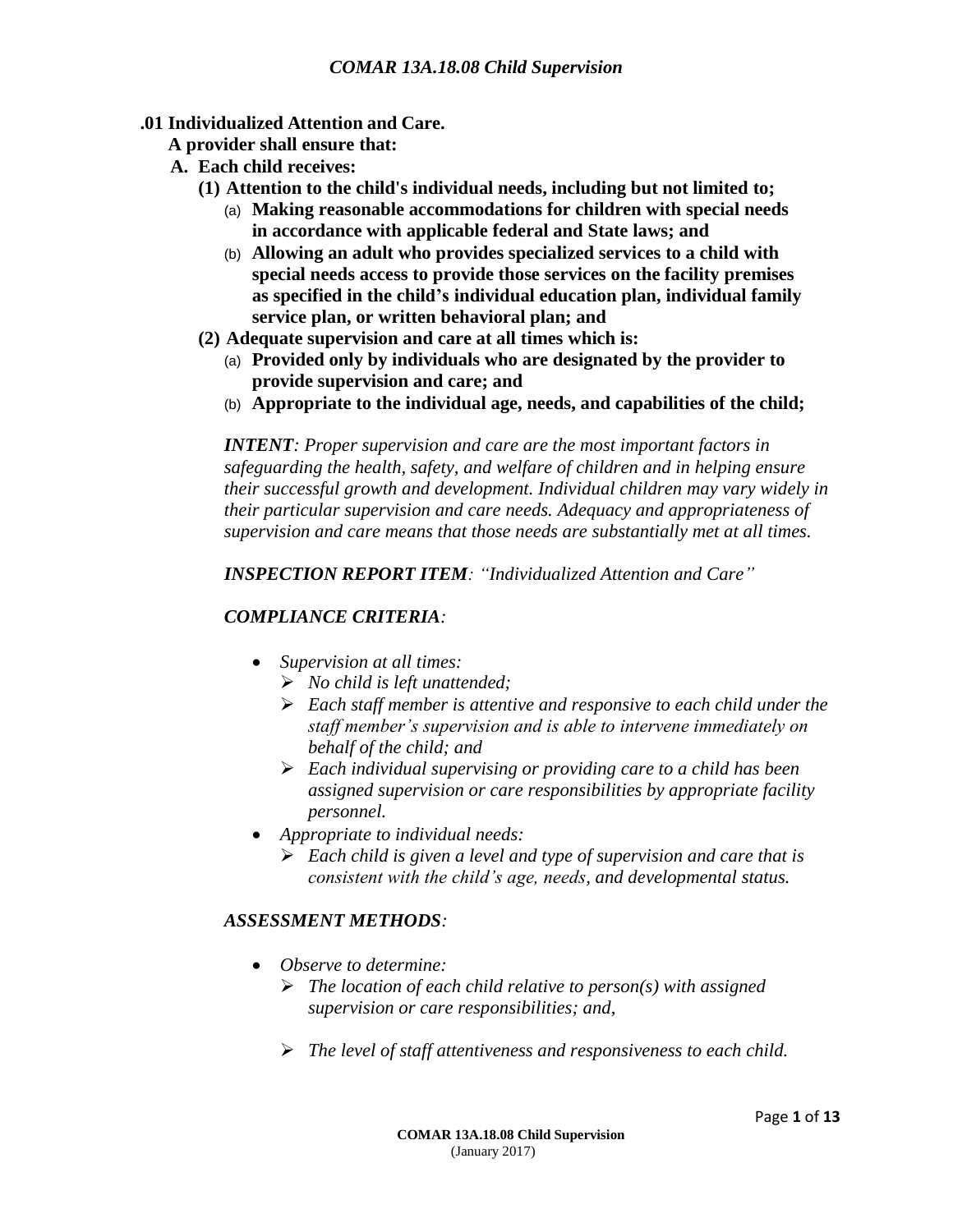# COMAR 13A.18.08 Child Supervision

**.01 Individualized Attention and Care.**

**A provider shall ensure that:**

**A. Each child receives:**

**(1) Attention to the child's individual needs, including but not limited to;**

(a) **Making reasonable accommodations for children with special needs in accordance with applicable federal and State laws; and**

(b) **Allowing an adult who provides specialized services to a child with special needs access to provide those services on the facility premises as specified in the child's individual education plan, individual family service plan, or written behavioral plan; and**

**(2) Adequate supervision and care at all times which is:**

(a) **Provided only by individuals who are designated by the provider to provide supervision and care; and**

(b) **Appropriate to the individual age, needs, and capabilities of the child;**

***INTENT****: Proper supervision and care are the most important factors in safeguarding the health, safety, and welfare of children and in helping ensure their successful growth and development. Individual children may vary widely in their particular supervision and care needs. Adequacy and appropriateness of supervision and care means that those needs are substantially met at all times.*

***INSPECTION REPORT ITEM****: "Individualized Attention and Care"*

***COMPLIANCE CRITERIA****:*

- *Supervision at all times:*
  - *No child is left unattended;*
  - *Each staff member is attentive and responsive to each child under the staff member's supervision and is able to intervene immediately on behalf of the child; and*
  - *Each individual supervising or providing care to a child has been assigned supervision or care responsibilities by appropriate facility personnel.*
- *Appropriate to individual needs:*
  - *Each child is given a level and type of supervision and care that is consistent with the child's age, needs, and developmental status.*

***ASSESSMENT METHODS****:*

- *Observe to determine:*
  - *The location of each child relative to person(s) with assigned supervision or care responsibilities; and,*
  - *The level of staff attentiveness and responsiveness to each child.*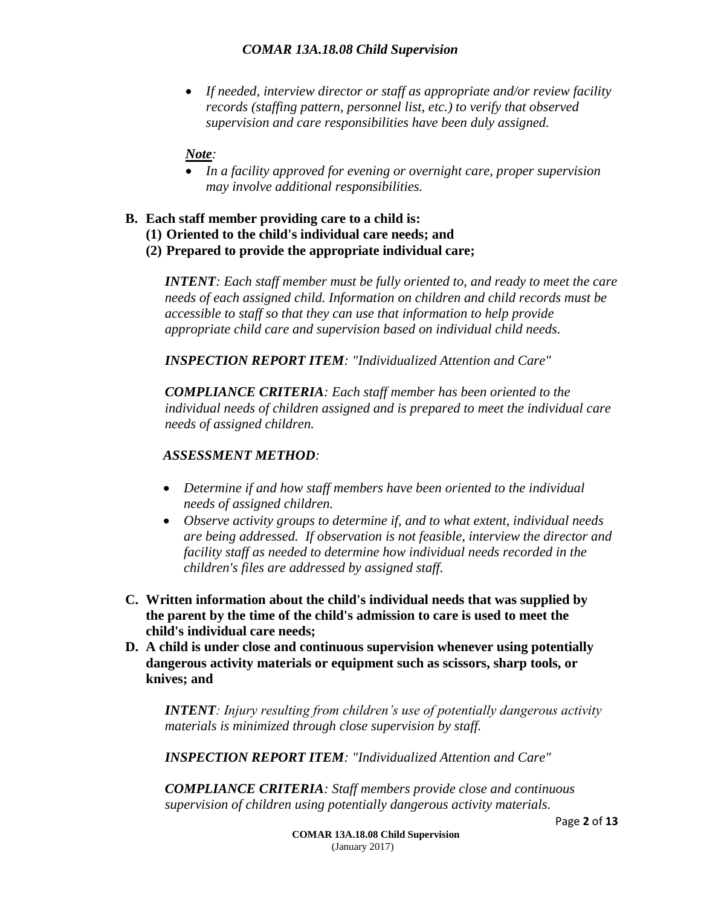- *If needed, interview director or staff as appropriate and/or review facility records (staffing pattern, personnel list, etc.) to verify that observed supervision and care responsibilities have been duly assigned.*

***Note:***

- *In a facility approved for evening or overnight care, proper supervision may involve additional responsibilities.*

**B. Each staff member providing care to a child is:**
**(1) Oriented to the child's individual care needs; and**
**(2) Prepared to provide the appropriate individual care;**

***INTENT****: Each staff member must be fully oriented to, and ready to meet the care needs of each assigned child. Information on children and child records must be accessible to staff so that they can use that information to help provide appropriate child care and supervision based on individual child needs.*

***INSPECTION REPORT ITEM****: "Individualized Attention and Care"*

***COMPLIANCE CRITERIA****: Each staff member has been oriented to the individual needs of children assigned and is prepared to meet the individual care needs of assigned children.*

***ASSESSMENT METHOD****:*

- *Determine if and how staff members have been oriented to the individual needs of assigned children.*
- *Observe activity groups to determine if, and to what extent, individual needs are being addressed. If observation is not feasible, interview the director and facility staff as needed to determine how individual needs recorded in the children's files are addressed by assigned staff.*

**C. Written information about the child's individual needs that was supplied by the parent by the time of the child's admission to care is used to meet the child's individual care needs;**

**D. A child is under close and continuous supervision whenever using potentially dangerous activity materials or equipment such as scissors, sharp tools, or knives; and**

***INTENT****: Injury resulting from children's use of potentially dangerous activity materials is minimized through close supervision by staff.*

***INSPECTION REPORT ITEM****: "Individualized Attention and Care"*

***COMPLIANCE CRITERIA****: Staff members provide close and continuous supervision of children using potentially dangerous activity materials.*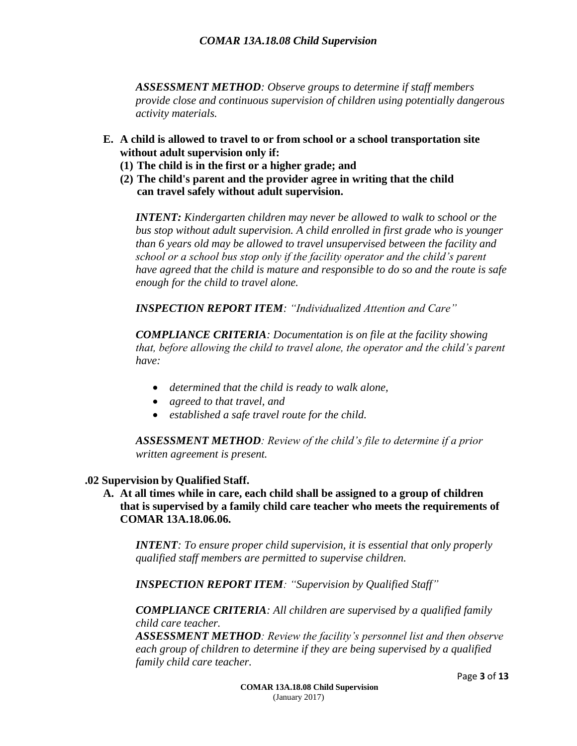*ASSESSMENT METHOD: Observe groups to determine if staff members provide close and continuous supervision of children using potentially dangerous activity materials.*

**E. A child is allowed to travel to or from school or a school transportation site without adult supervision only if:**

**(1) The child is in the first or a higher grade; and**

**(2) The child's parent and the provider agree in writing that the child can travel safely without adult supervision.**

*INTENT: Kindergarten children may never be allowed to walk to school or the bus stop without adult supervision. A child enrolled in first grade who is younger than 6 years old may be allowed to travel unsupervised between the facility and school or a school bus stop only if the facility operator and the child's parent have agreed that the child is mature and responsible to do so and the route is safe enough for the child to travel alone.*

*INSPECTION REPORT ITEM: "Individualized Attention and Care"*

*COMPLIANCE CRITERIA: Documentation is on file at the facility showing that, before allowing the child to travel alone, the operator and the child's parent have:*

- *determined that the child is ready to walk alone,*
- *agreed to that travel, and*
- *established a safe travel route for the child.*

*ASSESSMENT METHOD: Review of the child's file to determine if a prior written agreement is present.*

## .02 Supervision by Qualified Staff.

**A. At all times while in care, each child shall be assigned to a group of children that is supervised by a family child care teacher who meets the requirements of COMAR 13A.18.06.06.**

*INTENT: To ensure proper child supervision, it is essential that only properly qualified staff members are permitted to supervise children.*

*INSPECTION REPORT ITEM: "Supervision by Qualified Staff"*

*COMPLIANCE CRITERIA: All children are supervised by a qualified family child care teacher.*

*ASSESSMENT METHOD: Review the facility's personnel list and then observe each group of children to determine if they are being supervised by a qualified family child care teacher.*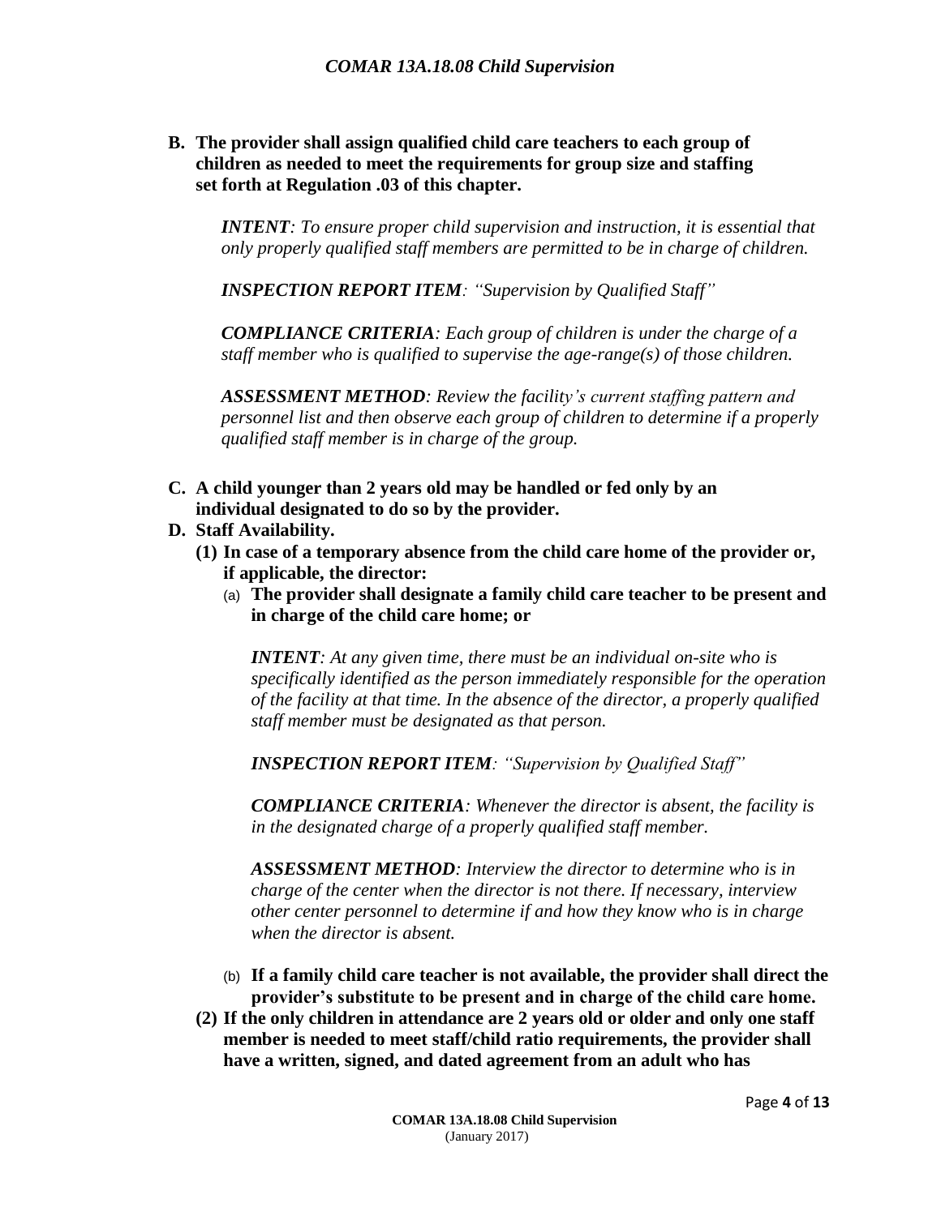**B. The provider shall assign qualified child care teachers to each group of children as needed to meet the requirements for group size and staffing set forth at Regulation .03 of this chapter.**

> ***INTENT****: To ensure proper child supervision and instruction, it is essential that only properly qualified staff members are permitted to be in charge of children.*
>
> ***INSPECTION REPORT ITEM****: "Supervision by Qualified Staff"*
>
> ***COMPLIANCE CRITERIA****: Each group of children is under the charge of a staff member who is qualified to supervise the age-range(s) of those children.*
>
> ***ASSESSMENT METHOD****: Review the facility's current staffing pattern and personnel list and then observe each group of children to determine if a properly qualified staff member is in charge of the group.*

**C. A child younger than 2 years old may be handled or fed only by an individual designated to do so by the provider.**

**D. Staff Availability.**

**(1) In case of a temporary absence from the child care home of the provider or, if applicable, the director:**

(a) **The provider shall designate a family child care teacher to be present and in charge of the child care home; or**

> ***INTENT****: At any given time, there must be an individual on-site who is specifically identified as the person immediately responsible for the operation of the facility at that time. In the absence of the director, a properly qualified staff member must be designated as that person.*
>
> ***INSPECTION REPORT ITEM****: "Supervision by Qualified Staff"*
>
> ***COMPLIANCE CRITERIA****: Whenever the director is absent, the facility is in the designated charge of a properly qualified staff member.*
>
> ***ASSESSMENT METHOD****: Interview the director to determine who is in charge of the center when the director is not there. If necessary, interview other center personnel to determine if and how they know who is in charge when the director is absent.*

(b) **If a family child care teacher is not available, the provider shall direct the provider's substitute to be present and in charge of the child care home.**

**(2) If the only children in attendance are 2 years old or older and only one staff member is needed to meet staff/child ratio requirements, the provider shall have a written, signed, and dated agreement from an adult who has**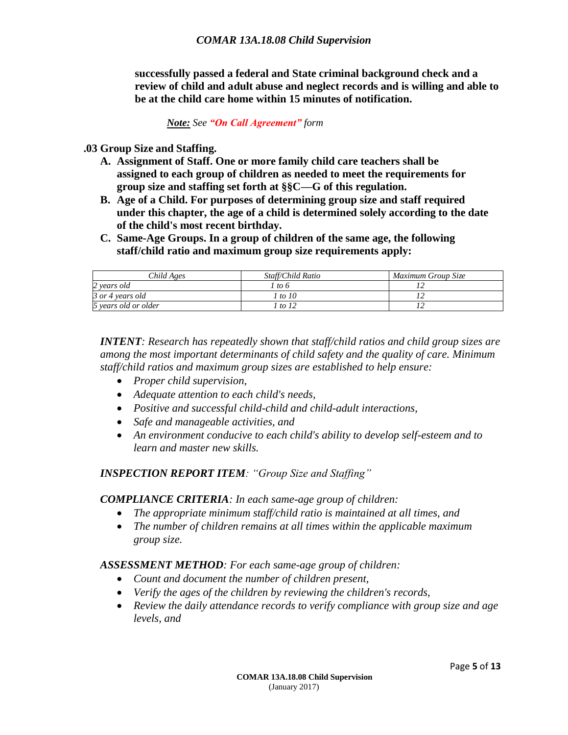**successfully passed a federal and State criminal background check and a review of child and adult abuse and neglect records and is willing and able to be at the child care home within 15 minutes of notification.**

*__Note:__ See **"On Call Agreement"** form*

**.03 Group Size and Staffing.**

**A. Assignment of Staff. One or more family child care teachers shall be assigned to each group of children as needed to meet the requirements for group size and staffing set forth at §§C—G of this regulation.**

**B. Age of a Child. For purposes of determining group size and staff required under this chapter, the age of a child is determined solely according to the date of the child's most recent birthday.**

**C. Same-Age Groups. In a group of children of the same age, the following staff/child ratio and maximum group size requirements apply:**

| *Child Ages* | *Staff/Child Ratio* | *Maximum Group Size* |
| --- | --- | --- |
| *2 years old* | *1 to 6* | *12* |
| *3 or 4 years old* | *1 to 10* | *12* |
| *5 years old or older* | *1 to 12* | *12* |

***INTENT****: Research has repeatedly shown that staff/child ratios and child group sizes are among the most important determinants of child safety and the quality of care. Minimum staff/child ratios and maximum group sizes are established to help ensure:*

- *Proper child supervision,*
- *Adequate attention to each child's needs,*
- *Positive and successful child-child and child-adult interactions,*
- *Safe and manageable activities, and*
- *An environment conducive to each child's ability to develop self-esteem and to learn and master new skills.*

***INSPECTION REPORT ITEM****: "Group Size and Staffing"*

***COMPLIANCE CRITERIA****: In each same-age group of children:*

- *The appropriate minimum staff/child ratio is maintained at all times, and*
- *The number of children remains at all times within the applicable maximum group size.*

***ASSESSMENT METHOD****: For each same-age group of children:*

- *Count and document the number of children present,*
- *Verify the ages of the children by reviewing the children's records,*
- *Review the daily attendance records to verify compliance with group size and age levels, and*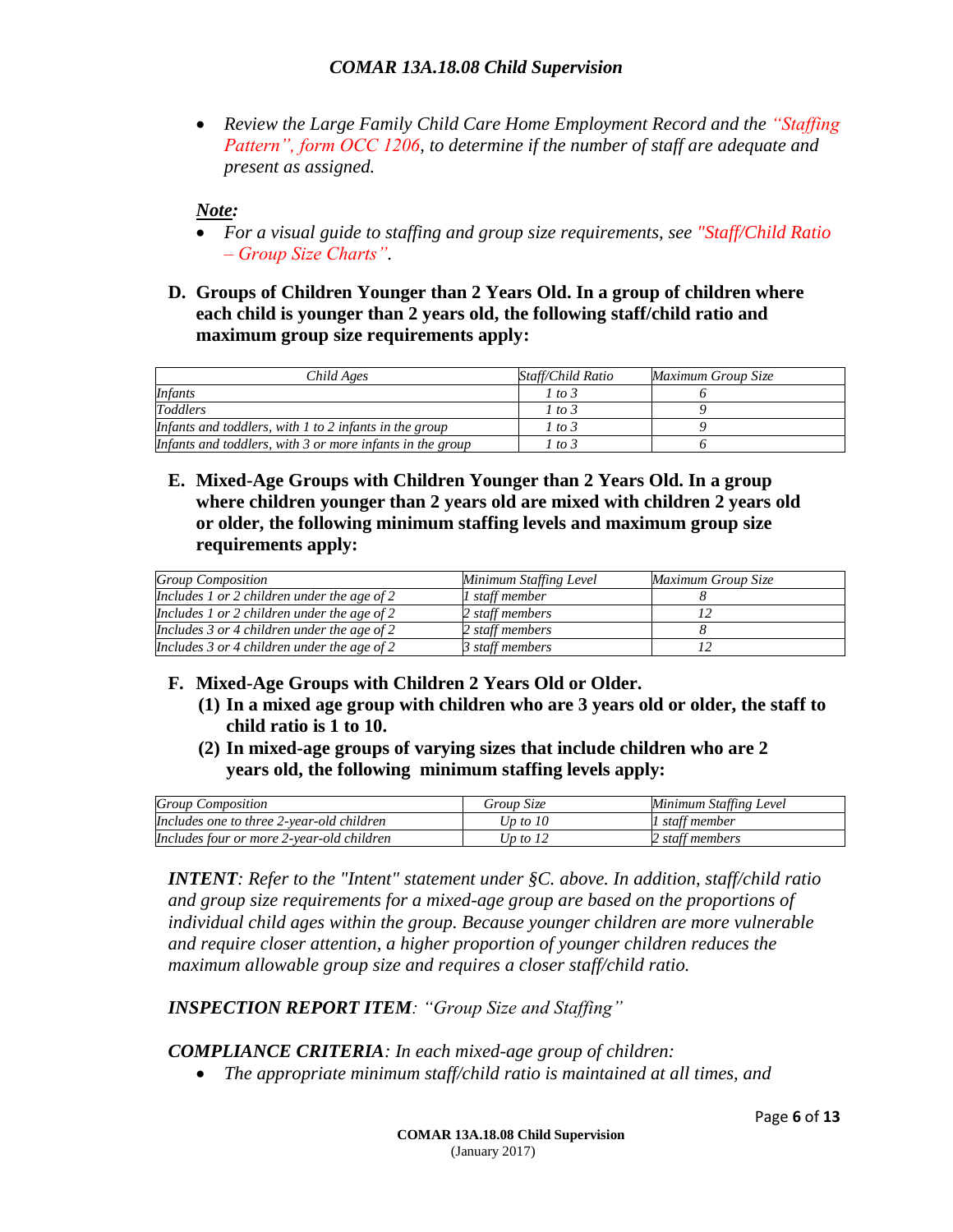- *Review the Large Family Child Care Home Employment Record and the "Staffing Pattern", form OCC 1206, to determine if the number of staff are adequate and present as assigned.*

***Note:***

- *For a visual guide to staffing and group size requirements, see "Staff/Child Ratio – Group Size Charts".*

**D. Groups of Children Younger than 2 Years Old. In a group of children where each child is younger than 2 years old, the following staff/child ratio and maximum group size requirements apply:**

| *Child Ages* | *Staff/Child Ratio* | *Maximum Group Size* |
|---|---|---|
| *Infants* | *1 to 3* | *6* |
| *Toddlers* | *1 to 3* | *9* |
| *Infants and toddlers, with 1 to 2 infants in the group* | *1 to 3* | *9* |
| *Infants and toddlers, with 3 or more infants in the group* | *1 to 3* | *6* |

**E. Mixed-Age Groups with Children Younger than 2 Years Old. In a group where children younger than 2 years old are mixed with children 2 years old or older, the following minimum staffing levels and maximum group size requirements apply:**

| *Group Composition* | *Minimum Staffing Level* | *Maximum Group Size* |
|---|---|---|
| *Includes 1 or 2 children under the age of 2* | *1 staff member* | *8* |
| *Includes 1 or 2 children under the age of 2* | *2 staff members* | *12* |
| *Includes 3 or 4 children under the age of 2* | *2 staff members* | *8* |
| *Includes 3 or 4 children under the age of 2* | *3 staff members* | *12* |

**F. Mixed-Age Groups with Children 2 Years Old or Older.**

**(1) In a mixed age group with children who are 3 years old or older, the staff to child ratio is 1 to 10.**

**(2) In mixed-age groups of varying sizes that include children who are 2 years old, the following minimum staffing levels apply:**

| *Group Composition* | *Group Size* | *Minimum Staffing Level* |
|---|---|---|
| *Includes one to three 2-year-old children* | *Up to 10* | *1 staff member* |
| *Includes four or more 2-year-old children* | *Up to 12* | *2 staff members* |

***INTENT**: Refer to the "Intent" statement under §C. above. In addition, staff/child ratio and group size requirements for a mixed-age group are based on the proportions of individual child ages within the group. Because younger children are more vulnerable and require closer attention, a higher proportion of younger children reduces the maximum allowable group size and requires a closer staff/child ratio.*

***INSPECTION REPORT ITEM**: "Group Size and Staffing"*

***COMPLIANCE CRITERIA**: In each mixed-age group of children:*

- *The appropriate minimum staff/child ratio is maintained at all times, and*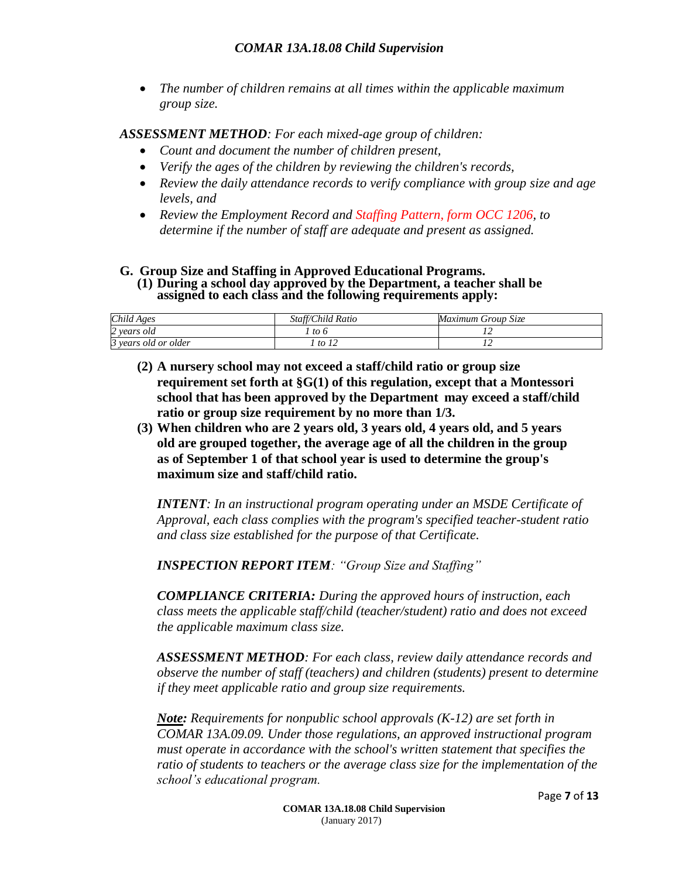- *The number of children remains at all times within the applicable maximum group size.*

***ASSESSMENT METHOD****: For each mixed-age group of children:*

- *Count and document the number of children present,*
- *Verify the ages of the children by reviewing the children's records,*
- *Review the daily attendance records to verify compliance with group size and age levels, and*
- *Review the Employment Record and Staffing Pattern, form OCC 1206, to determine if the number of staff are adequate and present as assigned.*

**G. Group Size and Staffing in Approved Educational Programs.**

**(1) During a school day approved by the Department, a teacher shall be assigned to each class and the following requirements apply:**

| *Child Ages* | *Staff/Child Ratio* | *Maximum Group Size* |
|---|---|---|
| *2 years old* | *1 to 6* | *12* |
| *3 years old or older* | *1 to 12* | *12* |

**(2) A nursery school may not exceed a staff/child ratio or group size requirement set forth at §G(1) of this regulation, except that a Montessori school that has been approved by the Department may exceed a staff/child ratio or group size requirement by no more than 1/3.**

**(3) When children who are 2 years old, 3 years old, 4 years old, and 5 years old are grouped together, the average age of all the children in the group as of September 1 of that school year is used to determine the group's maximum size and staff/child ratio.**

***INTENT****: In an instructional program operating under an MSDE Certificate of Approval, each class complies with the program's specified teacher-student ratio and class size established for the purpose of that Certificate.*

***INSPECTION REPORT ITEM****: "Group Size and Staffing"*

***COMPLIANCE CRITERIA:*** *During the approved hours of instruction, each class meets the applicable staff/child (teacher/student) ratio and does not exceed the applicable maximum class size.*

***ASSESSMENT METHOD****: For each class, review daily attendance records and observe the number of staff (teachers) and children (students) present to determine if they meet applicable ratio and group size requirements.*

***Note:*** *Requirements for nonpublic school approvals (K-12) are set forth in COMAR 13A.09.09. Under those regulations, an approved instructional program must operate in accordance with the school's written statement that specifies the ratio of students to teachers or the average class size for the implementation of the school's educational program.*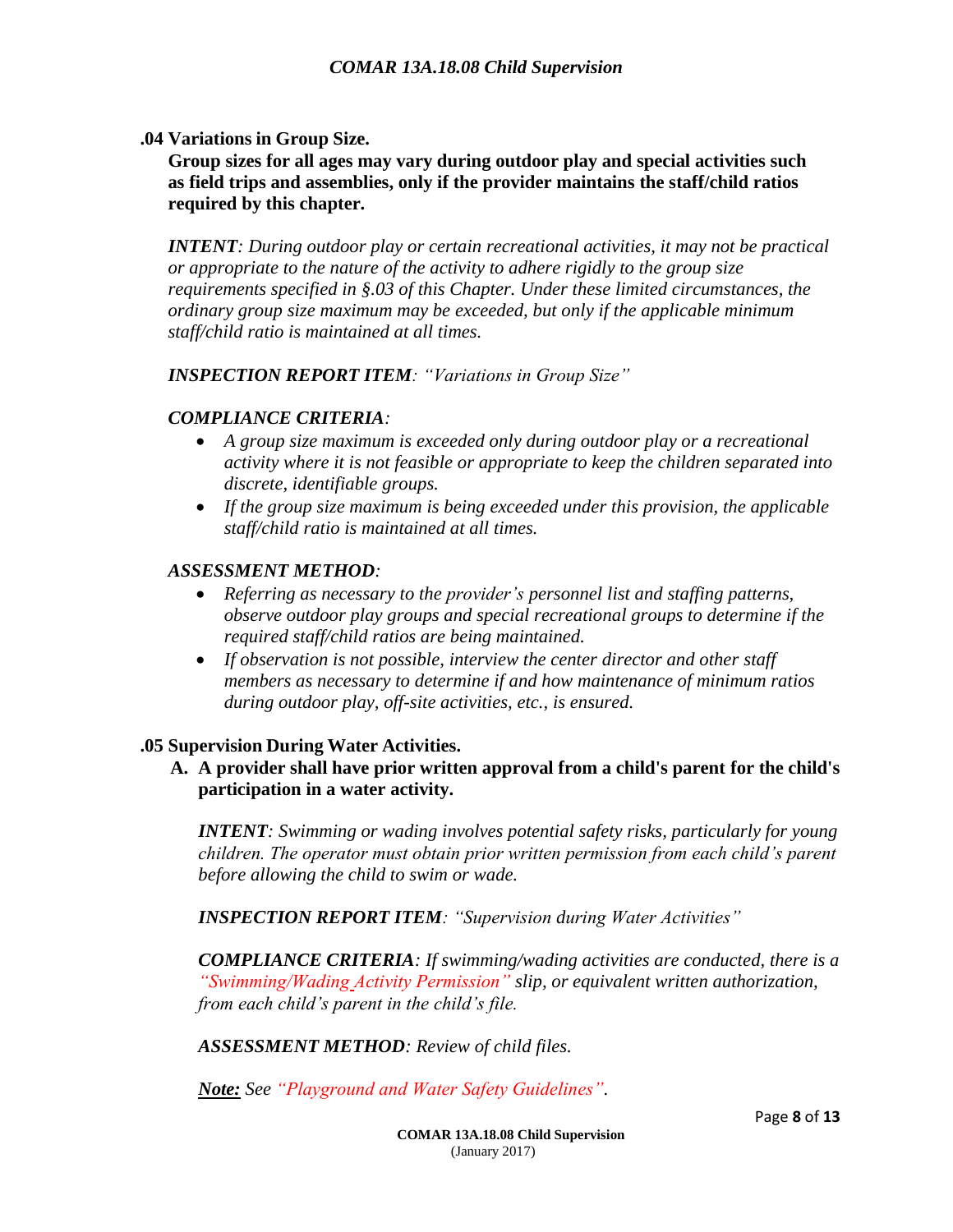### .04 Variations in Group Size.

**Group sizes for all ages may vary during outdoor play and special activities such as field trips and assemblies, only if the provider maintains the staff/child ratios required by this chapter.**

***INTENT****: During outdoor play or certain recreational activities, it may not be practical or appropriate to the nature of the activity to adhere rigidly to the group size requirements specified in §.03 of this Chapter. Under these limited circumstances, the ordinary group size maximum may be exceeded, but only if the applicable minimum staff/child ratio is maintained at all times.*

***INSPECTION REPORT ITEM****: "Variations in Group Size"*

***COMPLIANCE CRITERIA****:*

- *A group size maximum is exceeded only during outdoor play or a recreational activity where it is not feasible or appropriate to keep the children separated into discrete, identifiable groups.*
- *If the group size maximum is being exceeded under this provision, the applicable staff/child ratio is maintained at all times.*

***ASSESSMENT METHOD****:*

- *Referring as necessary to the provider's personnel list and staffing patterns, observe outdoor play groups and special recreational groups to determine if the required staff/child ratios are being maintained.*
- *If observation is not possible, interview the center director and other staff members as necessary to determine if and how maintenance of minimum ratios during outdoor play, off-site activities, etc., is ensured.*

### .05 Supervision During Water Activities.

**A. A provider shall have prior written approval from a child's parent for the child's participation in a water activity.**

***INTENT****: Swimming or wading involves potential safety risks, particularly for young children. The operator must obtain prior written permission from each child's parent before allowing the child to swim or wade.*

***INSPECTION REPORT ITEM****: "Supervision during Water Activities"*

***COMPLIANCE CRITERIA****: If swimming/wading activities are conducted, there is a "Swimming/Wading Activity Permission" slip, or equivalent written authorization, from each child's parent in the child's file.*

***ASSESSMENT METHOD****: Review of child files.*

***Note:*** *See "Playground and Water Safety Guidelines".*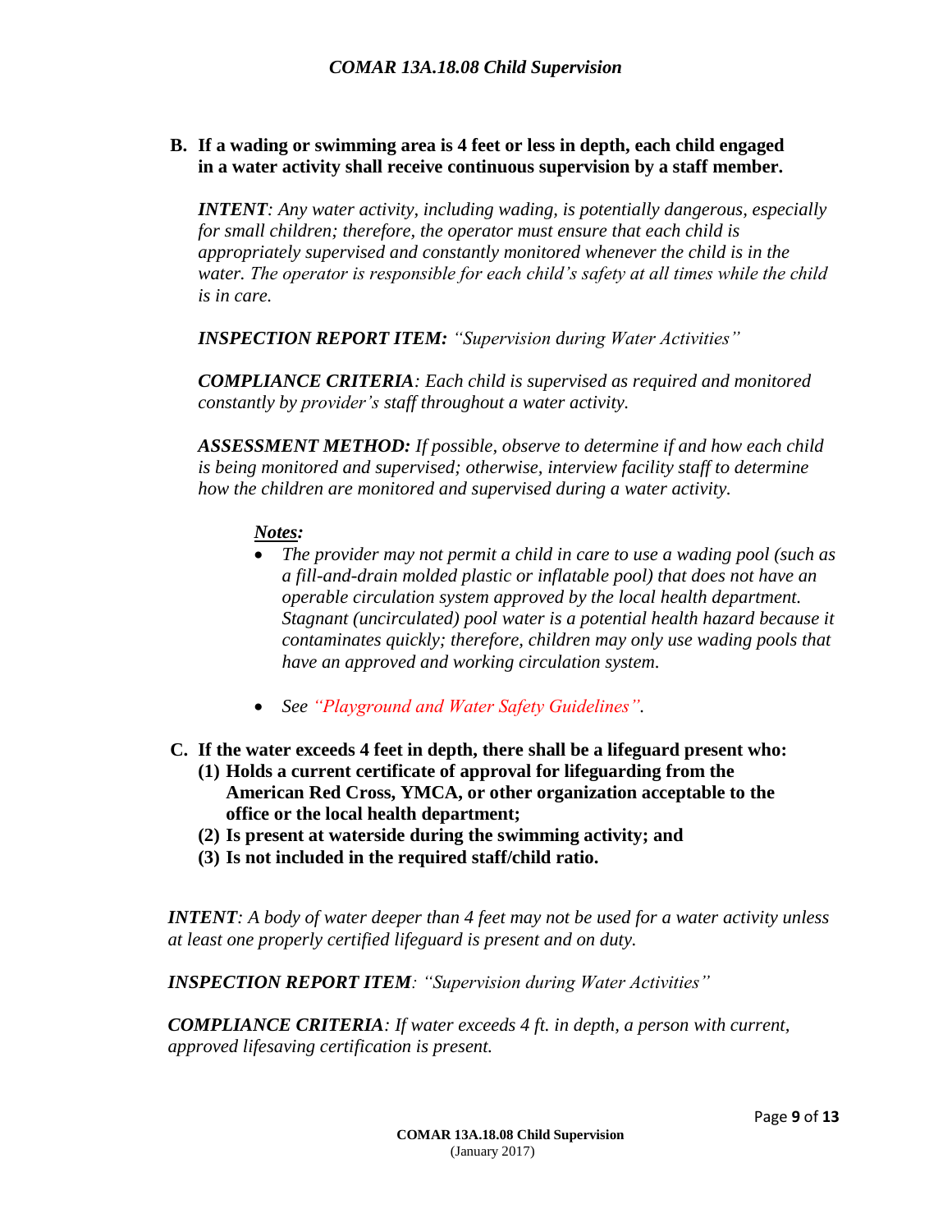**B. If a wading or swimming area is 4 feet or less in depth, each child engaged in a water activity shall receive continuous supervision by a staff member.**

***INTENT****: Any water activity, including wading, is potentially dangerous, especially for small children; therefore, the operator must ensure that each child is appropriately supervised and constantly monitored whenever the child is in the water. The operator is responsible for each child's safety at all times while the child is in care.*

***INSPECTION REPORT ITEM:*** *"Supervision during Water Activities"*

***COMPLIANCE CRITERIA****: Each child is supervised as required and monitored constantly by provider's staff throughout a water activity.*

***ASSESSMENT METHOD:*** *If possible, observe to determine if and how each child is being monitored and supervised; otherwise, interview facility staff to determine how the children are monitored and supervised during a water activity.*

***Notes:***

- *The provider may not permit a child in care to use a wading pool (such as a fill-and-drain molded plastic or inflatable pool) that does not have an operable circulation system approved by the local health department. Stagnant (uncirculated) pool water is a potential health hazard because it contaminates quickly; therefore, children may only use wading pools that have an approved and working circulation system.*
- *See "Playground and Water Safety Guidelines".*

**C. If the water exceeds 4 feet in depth, there shall be a lifeguard present who:**

**(1) Holds a current certificate of approval for lifeguarding from the American Red Cross, YMCA, or other organization acceptable to the office or the local health department;**

**(2) Is present at waterside during the swimming activity; and**

**(3) Is not included in the required staff/child ratio.**

***INTENT****: A body of water deeper than 4 feet may not be used for a water activity unless at least one properly certified lifeguard is present and on duty.*

***INSPECTION REPORT ITEM****: "Supervision during Water Activities"*

***COMPLIANCE CRITERIA****: If water exceeds 4 ft. in depth, a person with current, approved lifesaving certification is present.*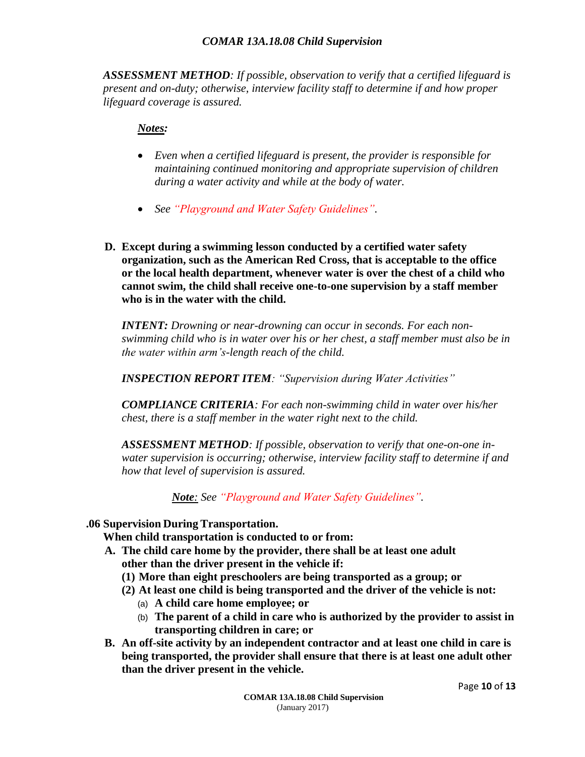***ASSESSMENT METHOD****: If possible, observation to verify that a certified lifeguard is present and on-duty; otherwise, interview facility staff to determine if and how proper lifeguard coverage is assured.*

***Notes:***

- *Even when a certified lifeguard is present, the provider is responsible for maintaining continued monitoring and appropriate supervision of children during a water activity and while at the body of water.*
- *See "Playground and Water Safety Guidelines".*

**D. Except during a swimming lesson conducted by a certified water safety organization, such as the American Red Cross, that is acceptable to the office or the local health department, whenever water is over the chest of a child who cannot swim, the child shall receive one-to-one supervision by a staff member who is in the water with the child.**

***INTENT:*** *Drowning or near-drowning can occur in seconds. For each non-swimming child who is in water over his or her chest, a staff member must also be in the water within arm's-length reach of the child.*

***INSPECTION REPORT ITEM****: "Supervision during Water Activities"*

***COMPLIANCE CRITERIA****: For each non-swimming child in water over his/her chest, there is a staff member in the water right next to the child.*

***ASSESSMENT METHOD****: If possible, observation to verify that one-on-one in-water supervision is occurring; otherwise, interview facility staff to determine if and how that level of supervision is assured.*

***Note****: See "Playground and Water Safety Guidelines".*

## .06 Supervision During Transportation.

**When child transportation is conducted to or from:**

**A. The child care home by the provider, there shall be at least one adult other than the driver present in the vehicle if:**

**(1) More than eight preschoolers are being transported as a group; or**

**(2) At least one child is being transported and the driver of the vehicle is not:**

(a) **A child care home employee; or**

(b) **The parent of a child in care who is authorized by the provider to assist in transporting children in care; or**

**B. An off-site activity by an independent contractor and at least one child in care is being transported, the provider shall ensure that there is at least one adult other than the driver present in the vehicle.**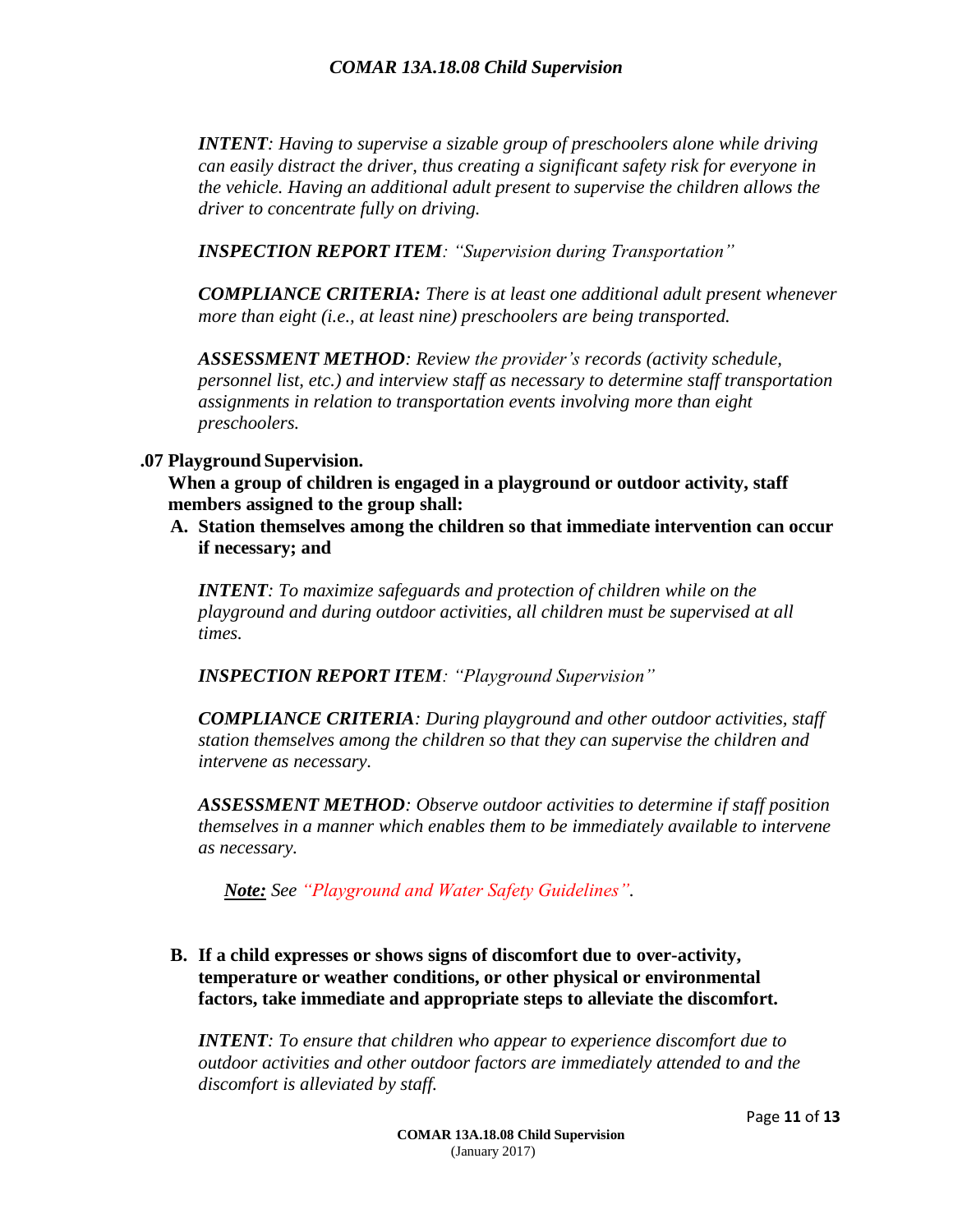*__INTENT__: Having to supervise a sizable group of preschoolers alone while driving can easily distract the driver, thus creating a significant safety risk for everyone in the vehicle. Having an additional adult present to supervise the children allows the driver to concentrate fully on driving.*

***INSPECTION REPORT ITEM**: "Supervision during Transportation"*

***COMPLIANCE CRITERIA:** There is at least one additional adult present whenever more than eight (i.e., at least nine) preschoolers are being transported.*

***ASSESSMENT METHOD**: Review the provider's records (activity schedule, personnel list, etc.) and interview staff as necessary to determine staff transportation assignments in relation to transportation events involving more than eight preschoolers.*

**.07 Playground Supervision.**

**When a group of children is engaged in a playground or outdoor activity, staff members assigned to the group shall:**

**A. Station themselves among the children so that immediate intervention can occur if necessary; and**

***INTENT**: To maximize safeguards and protection of children while on the playground and during outdoor activities, all children must be supervised at all times.*

***INSPECTION REPORT ITEM**: "Playground Supervision"*

***COMPLIANCE CRITERIA**: During playground and other outdoor activities, staff station themselves among the children so that they can supervise the children and intervene as necessary.*

***ASSESSMENT METHOD**: Observe outdoor activities to determine if staff position themselves in a manner which enables them to be immediately available to intervene as necessary.*

***Note:** See "Playground and Water Safety Guidelines".*

**B. If a child expresses or shows signs of discomfort due to over-activity, temperature or weather conditions, or other physical or environmental factors, take immediate and appropriate steps to alleviate the discomfort.**

***INTENT**: To ensure that children who appear to experience discomfort due to outdoor activities and other outdoor factors are immediately attended to and the discomfort is alleviated by staff.*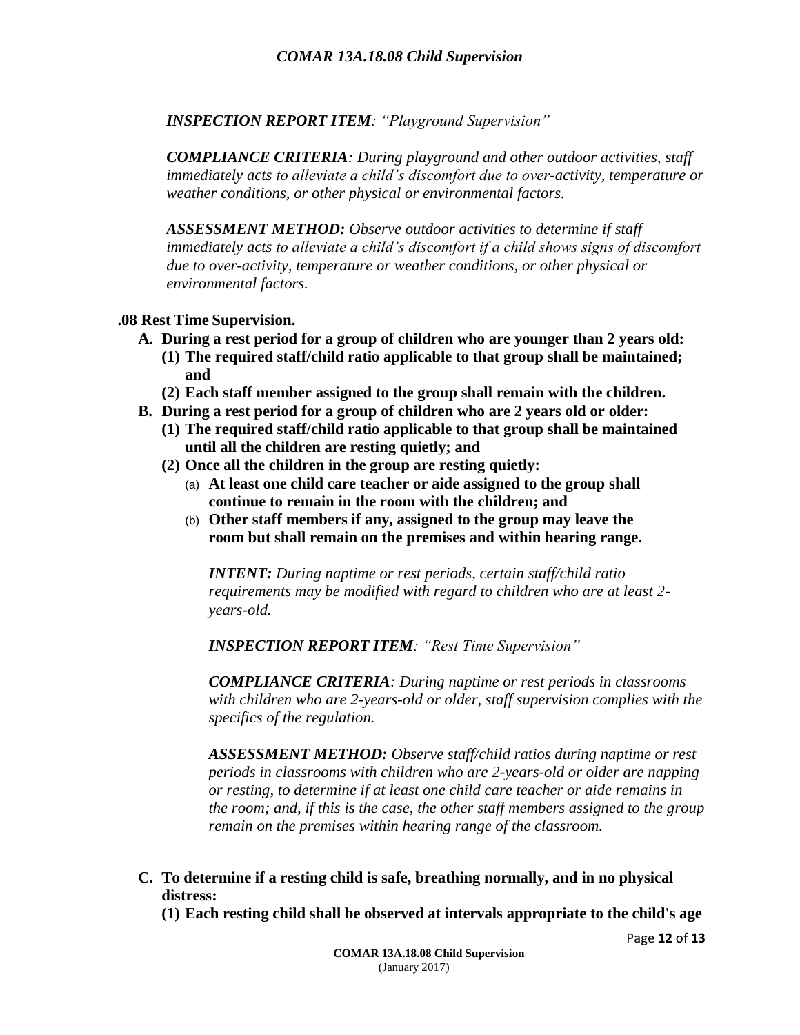*INSPECTION REPORT ITEM: "Playground Supervision"*

*COMPLIANCE CRITERIA: During playground and other outdoor activities, staff immediately acts to alleviate a child's discomfort due to over-activity, temperature or weather conditions, or other physical or environmental factors.*

*ASSESSMENT METHOD: Observe outdoor activities to determine if staff immediately acts to alleviate a child's discomfort if a child shows signs of discomfort due to over-activity, temperature or weather conditions, or other physical or environmental factors.*

**.08 Rest Time Supervision.**

- **A. During a rest period for a group of children who are younger than 2 years old:**
  - **(1) The required staff/child ratio applicable to that group shall be maintained; and**
  - **(2) Each staff member assigned to the group shall remain with the children.**
- **B. During a rest period for a group of children who are 2 years old or older:**
  - **(1) The required staff/child ratio applicable to that group shall be maintained until all the children are resting quietly; and**
  - **(2) Once all the children in the group are resting quietly:**
    - (a) **At least one child care teacher or aide assigned to the group shall continue to remain in the room with the children; and**
    - (b) **Other staff members if any, assigned to the group may leave the room but shall remain on the premises and within hearing range.**

*INTENT: During naptime or rest periods, certain staff/child ratio requirements may be modified with regard to children who are at least 2-years-old.*

*INSPECTION REPORT ITEM: "Rest Time Supervision"*

*COMPLIANCE CRITERIA: During naptime or rest periods in classrooms with children who are 2-years-old or older, staff supervision complies with the specifics of the regulation.*

*ASSESSMENT METHOD: Observe staff/child ratios during naptime or rest periods in classrooms with children who are 2-years-old or older are napping or resting, to determine if at least one child care teacher or aide remains in the room; and, if this is the case, the other staff members assigned to the group remain on the premises within hearing range of the classroom.*

- **C. To determine if a resting child is safe, breathing normally, and in no physical distress:**
  - **(1) Each resting child shall be observed at intervals appropriate to the child's age**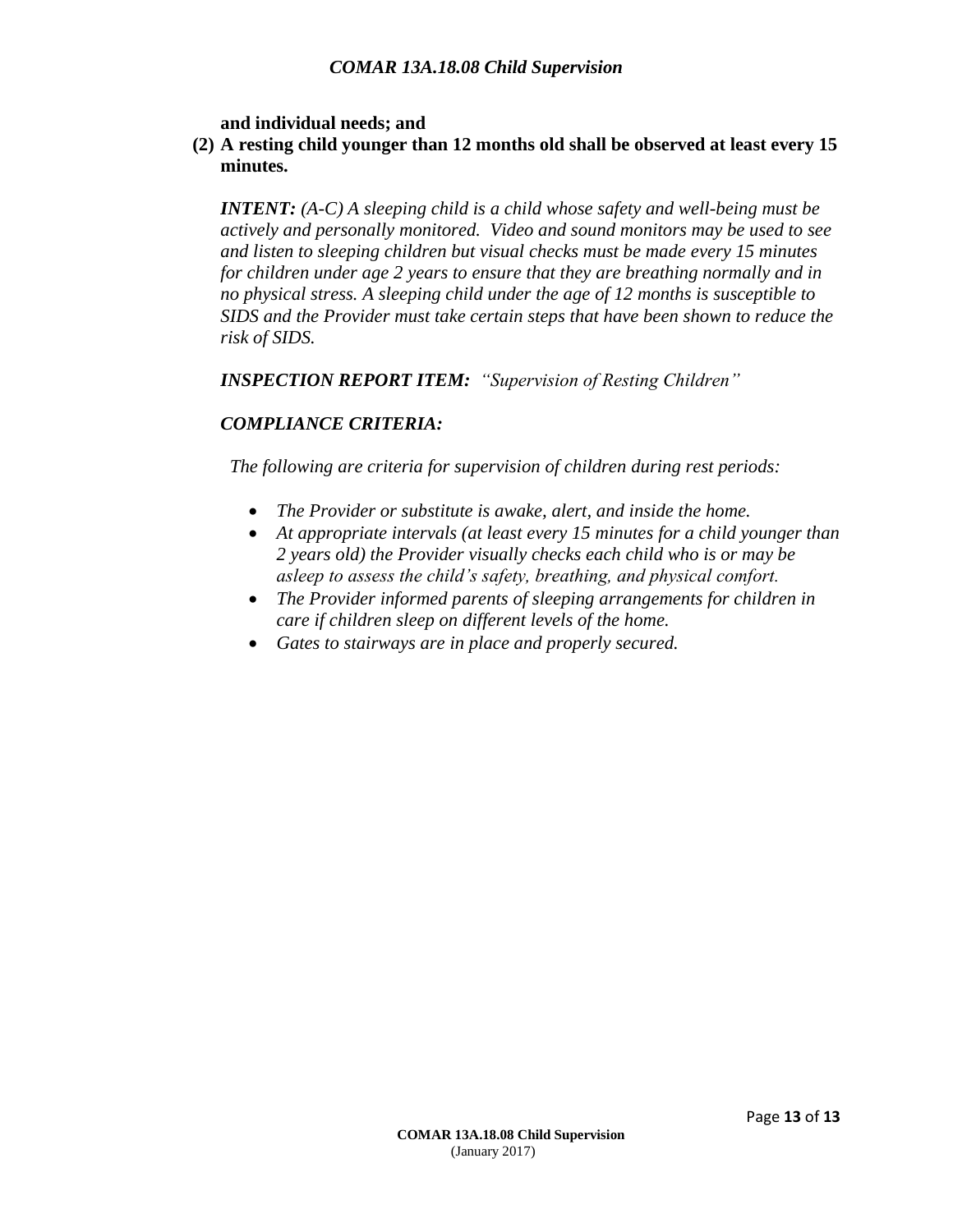**and individual needs; and**

**(2) A resting child younger than 12 months old shall be observed at least every 15 minutes.**

***INTENT:*** *(A-C) A sleeping child is a child whose safety and well-being must be actively and personally monitored. Video and sound monitors may be used to see and listen to sleeping children but visual checks must be made every 15 minutes for children under age 2 years to ensure that they are breathing normally and in no physical stress. A sleeping child under the age of 12 months is susceptible to SIDS and the Provider must take certain steps that have been shown to reduce the risk of SIDS.*

***INSPECTION REPORT ITEM:*** *"Supervision of Resting Children"*

***COMPLIANCE CRITERIA:***

*The following are criteria for supervision of children during rest periods:*

- *The Provider or substitute is awake, alert, and inside the home.*
- *At appropriate intervals (at least every 15 minutes for a child younger than 2 years old) the Provider visually checks each child who is or may be asleep to assess the child's safety, breathing, and physical comfort.*
- *The Provider informed parents of sleeping arrangements for children in care if children sleep on different levels of the home.*
- *Gates to stairways are in place and properly secured.*